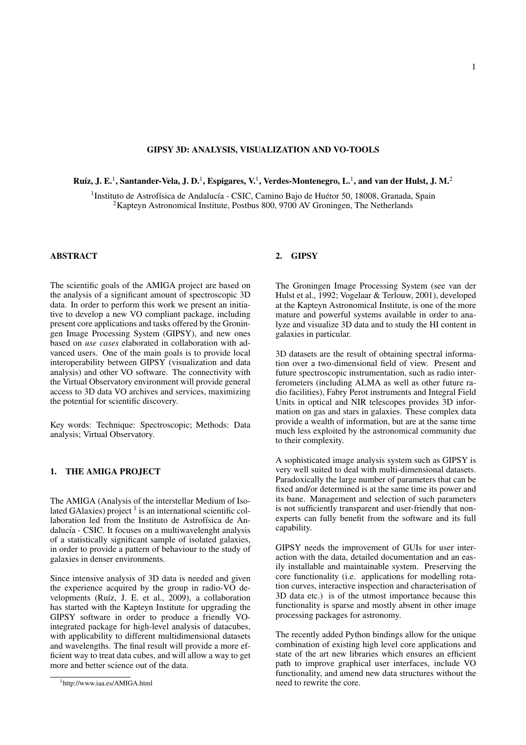# GIPSY 3D: ANALYSIS, VISUALIZATION AND VO-TOOLS

**Ruíz, J. E.[1], Santander-Vela, J. D.[1], Espigares, V.[1], Verdes-Montenegro, L.[1], and van der Hulst, J. M.[2]**

[1]Instituto de Astrofísica de Andalucía - CSIC, Camino Bajo de Huétor 50, 18008, Granada, Spain
[2]Kapteyn Astronomical Institute, Postbus 800, 9700 AV Groningen, The Netherlands

## ABSTRACT

The scientific goals of the AMIGA project are based on the analysis of a significant amount of spectroscopic 3D data. In order to perform this work we present an initiative to develop a new VO compliant package, including present core applications and tasks offered by the Groningen Image Processing System (GIPSY), and new ones based on *use cases* elaborated in collaboration with advanced users. One of the main goals is to provide local interoperability between GIPSY (visualization and data analysis) and other VO software. The connectivity with the Virtual Observatory environment will provide general access to 3D data VO archives and services, maximizing the potential for scientific discovery.

Key words: Technique: Spectroscopic; Methods: Data analysis; Virtual Observatory.

## 1. THE AMIGA PROJECT

The AMIGA (Analysis of the interstellar Medium of Isolated GAlaxies) project [1] is an international scientific collaboration led from the Instituto de Astrofísica de Andalucía - CSIC. It focuses on a multiwavelenght analysis of a statistically significant sample of isolated galaxies, in order to provide a pattern of behaviour to the study of galaxies in denser environments.

Since intensive analysis of 3D data is needed and given the experience acquired by the group in radio-VO developments (Ruíz, J. E. et al., 2009), a collaboration has started with the Kapteyn Institute for upgrading the GIPSY software in order to produce a friendly VO-integrated package for high-level analysis of datacubes, with applicability to different multidimensional datasets and wavelengths. The final result will provide a more efficient way to treat data cubes, and will allow a way to get more and better science out of the data.

[1]http://www.iaa.es/AMIGA.html

## 2. GIPSY

The Groningen Image Processing System (see van der Hulst et al., 1992; Vogelaar & Terlouw, 2001), developed at the Kapteyn Astronomical Institute, is one of the more mature and powerful systems available in order to analyze and visualize 3D data and to study the HI content in galaxies in particular.

3D datasets are the result of obtaining spectral information over a two-dimensional field of view. Present and future spectroscopic instrumentation, such as radio interferometers (including ALMA as well as other future radio facilities), Fabry Perot instruments and Integral Field Units in optical and NIR telescopes provides 3D information on gas and stars in galaxies. These complex data provide a wealth of information, but are at the same time much less exploited by the astronomical community due to their complexity.

A sophisticated image analysis system such as GIPSY is very well suited to deal with multi-dimensional datasets. Paradoxically the large number of parameters that can be fixed and/or determined is at the same time its power and its bane. Management and selection of such parameters is not sufficiently transparent and user-friendly that non-experts can fully benefit from the software and its full capability.

GIPSY needs the improvement of GUIs for user interaction with the data, detailed documentation and an easily installable and maintainable system. Preserving the core functionality (i.e. applications for modelling rotation curves, interactive inspection and characterisation of 3D data etc.) is of the utmost importance because this functionality is sparse and mostly absent in other image processing packages for astronomy.

The recently added Python bindings allow for the unique combination of existing high level core applications and state of the art new libraries which ensures an efficient path to improve graphical user interfaces, include VO functionality, and amend new data structures without the need to rewrite the core.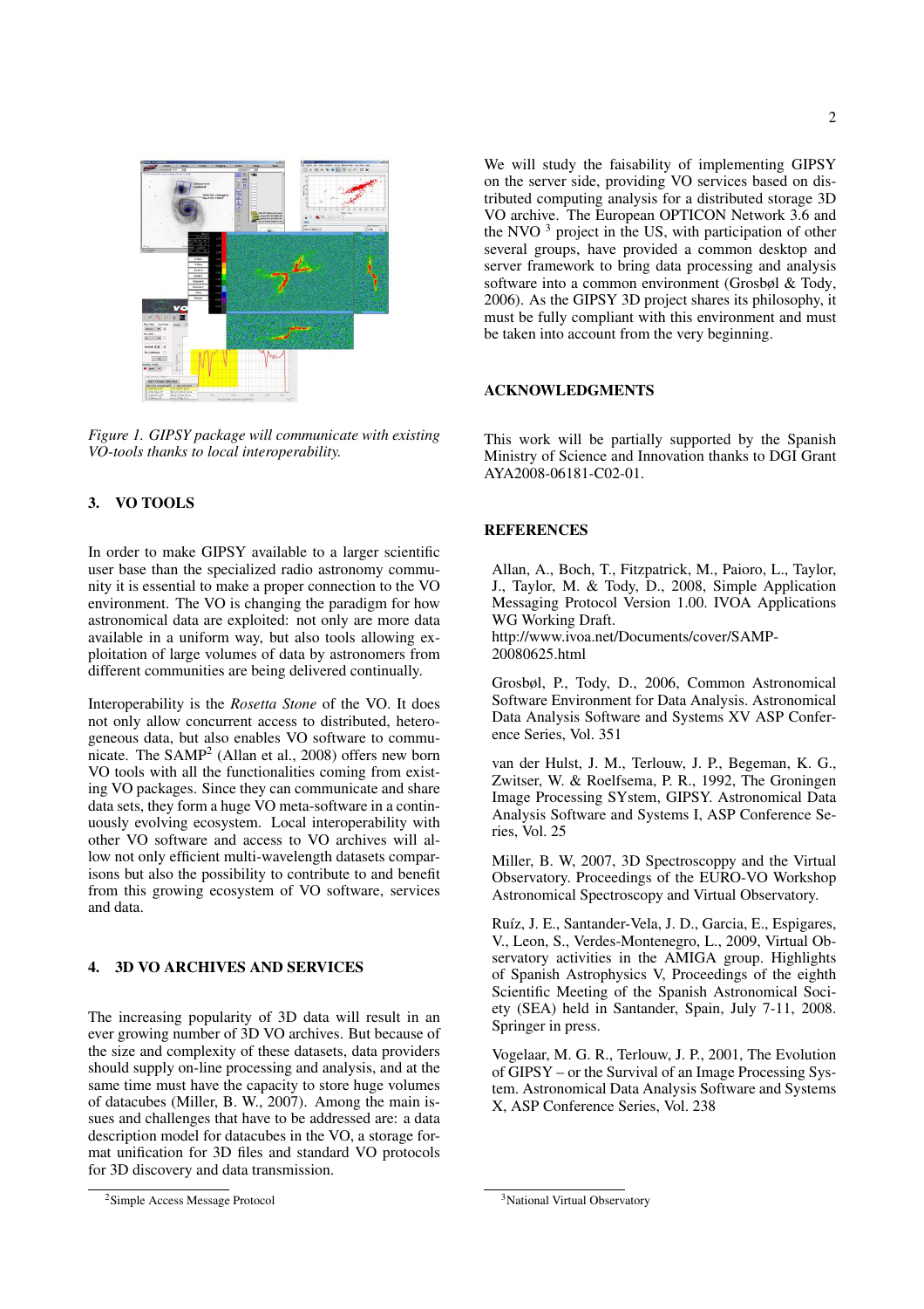*Figure 1. GIPSY package will communicate with existing VO-tools thanks to local interoperability.*

## 3. VO TOOLS

In order to make GIPSY available to a larger scientific user base than the specialized radio astronomy community it is essential to make a proper connection to the VO environment. The VO is changing the paradigm for how astronomical data are exploited: not only are more data available in a uniform way, but also tools allowing exploitation of large volumes of data by astronomers from different communities are being delivered continually.

Interoperability is the *Rosetta Stone* of the VO. It does not only allow concurrent access to distributed, heterogeneous data, but also enables VO software to communicate. The SAMP[2] (Allan et al., 2008) offers new born VO tools with all the functionalities coming from existing VO packages. Since they can communicate and share data sets, they form a huge VO meta-software in a continuously evolving ecosystem. Local interoperability with other VO software and access to VO archives will allow not only efficient multi-wavelength datasets comparisons but also the possibility to contribute to and benefit from this growing ecosystem of VO software, services and data.

## 4. 3D VO ARCHIVES AND SERVICES

The increasing popularity of 3D data will result in an ever growing number of 3D VO archives. But because of the size and complexity of these datasets, data providers should supply on-line processing and analysis, and at the same time must have the capacity to store huge volumes of datacubes (Miller, B. W., 2007). Among the main issues and challenges that have to be addressed are: a data description model for datacubes in the VO, a storage format unification for 3D files and standard VO protocols for 3D discovery and data transmission.

[2]Simple Access Message Protocol

We will study the faisability of implementing GIPSY on the server side, providing VO services based on distributed computing analysis for a distributed storage 3D VO archive. The European OPTICON Network 3.6 and the NVO [3] project in the US, with participation of other several groups, have provided a common desktop and server framework to bring data processing and analysis software into a common environment (Grosbøl & Tody, 2006). As the GIPSY 3D project shares its philosophy, it must be fully compliant with this environment and must be taken into account from the very beginning.

## ACKNOWLEDGMENTS

This work will be partially supported by the Spanish Ministry of Science and Innovation thanks to DGI Grant AYA2008-06181-C02-01.

## REFERENCES

Allan, A., Boch, T., Fitzpatrick, M., Paioro, L., Taylor, J., Taylor, M. & Tody, D., 2008, Simple Application Messaging Protocol Version 1.00. IVOA Applications WG Working Draft. http://www.ivoa.net/Documents/cover/SAMP-20080625.html

Grosbøl, P., Tody, D., 2006, Common Astronomical Software Environment for Data Analysis. Astronomical Data Analysis Software and Systems XV ASP Conference Series, Vol. 351

van der Hulst, J. M., Terlouw, J. P., Begeman, K. G., Zwitser, W. & Roelfsema, P. R., 1992, The Groningen Image Processing SYstem, GIPSY. Astronomical Data Analysis Software and Systems I, ASP Conference Series, Vol. 25

Miller, B. W, 2007, 3D Spectroscoppy and the Virtual Observatory. Proceedings of the EURO-VO Workshop Astronomical Spectroscopy and Virtual Observatory.

Ruíz, J. E., Santander-Vela, J. D., Garcia, E., Espigares, V., Leon, S., Verdes-Montenegro, L., 2009, Virtual Observatory activities in the AMIGA group. Highlights of Spanish Astrophysics V, Proceedings of the eighth Scientific Meeting of the Spanish Astronomical Society (SEA) held in Santander, Spain, July 7-11, 2008. Springer in press.

Vogelaar, M. G. R., Terlouw, J. P., 2001, The Evolution of GIPSY – or the Survival of an Image Processing System. Astronomical Data Analysis Software and Systems X, ASP Conference Series, Vol. 238

[3]National Virtual Observatory